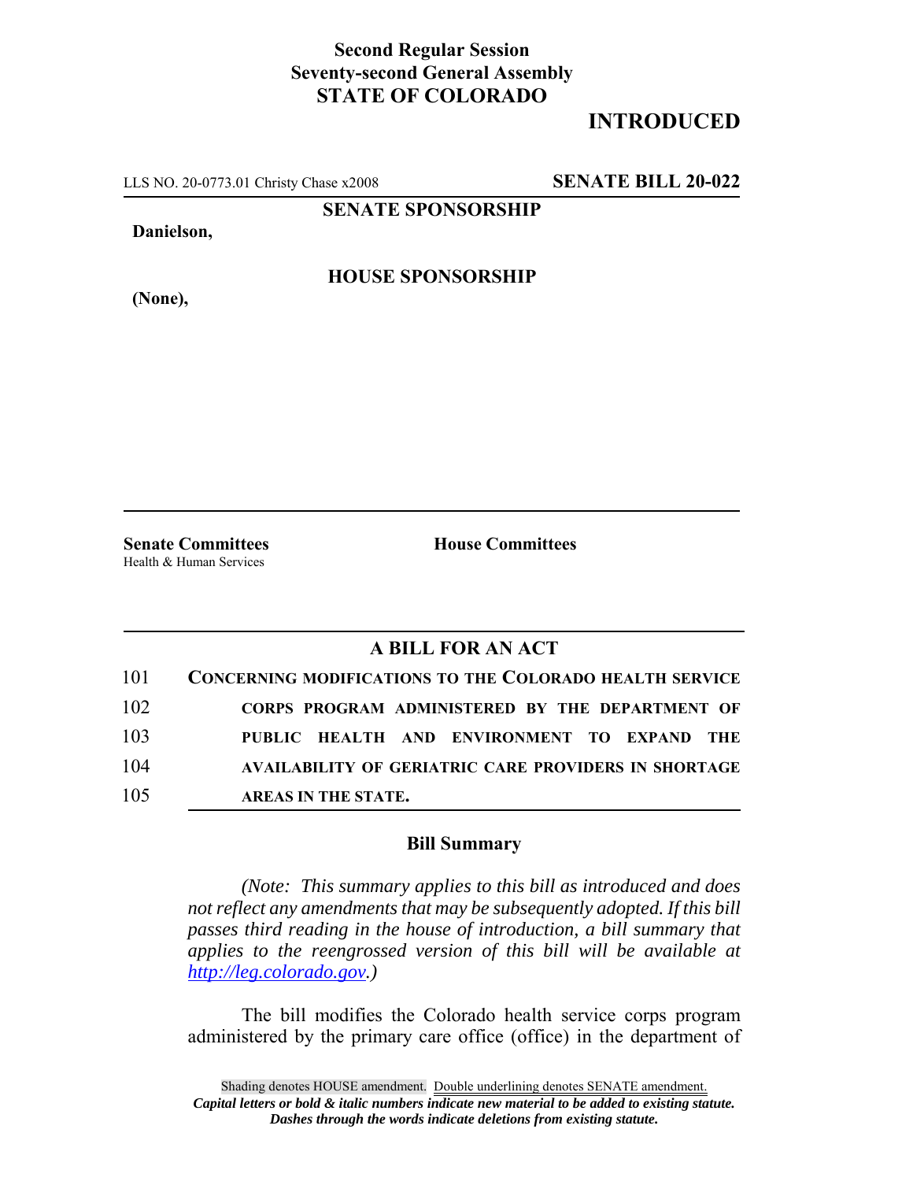**Second Regular Session**
**Seventy-second General Assembly**
**STATE OF COLORADO**

## INTRODUCED

LLS NO. 20-0773.01 Christy Chase x2008 **SENATE BILL 20-022**

**SENATE SPONSORSHIP**

**Danielson,**

**HOUSE SPONSORSHIP**

**(None),**

**Senate Committees**
Health & Human Services

**House Committees**

### A BILL FOR AN ACT

101 **CONCERNING MODIFICATIONS TO THE COLORADO HEALTH SERVICE**
102 **CORPS PROGRAM ADMINISTERED BY THE DEPARTMENT OF**
103 **PUBLIC HEALTH AND ENVIRONMENT TO EXPAND THE**
104 **AVAILABILITY OF GERIATRIC CARE PROVIDERS IN SHORTAGE**
105 **AREAS IN THE STATE.**

### Bill Summary

*(Note: This summary applies to this bill as introduced and does not reflect any amendments that may be subsequently adopted. If this bill passes third reading in the house of introduction, a bill summary that applies to the reengrossed version of this bill will be available at http://leg.colorado.gov.)*

The bill modifies the Colorado health service corps program administered by the primary care office (office) in the department of

Shading denotes HOUSE amendment. Double underlining denotes SENATE amendment.
***Capital letters or bold & italic numbers indicate new material to be added to existing statute.***
***Dashes through the words indicate deletions from existing statute.***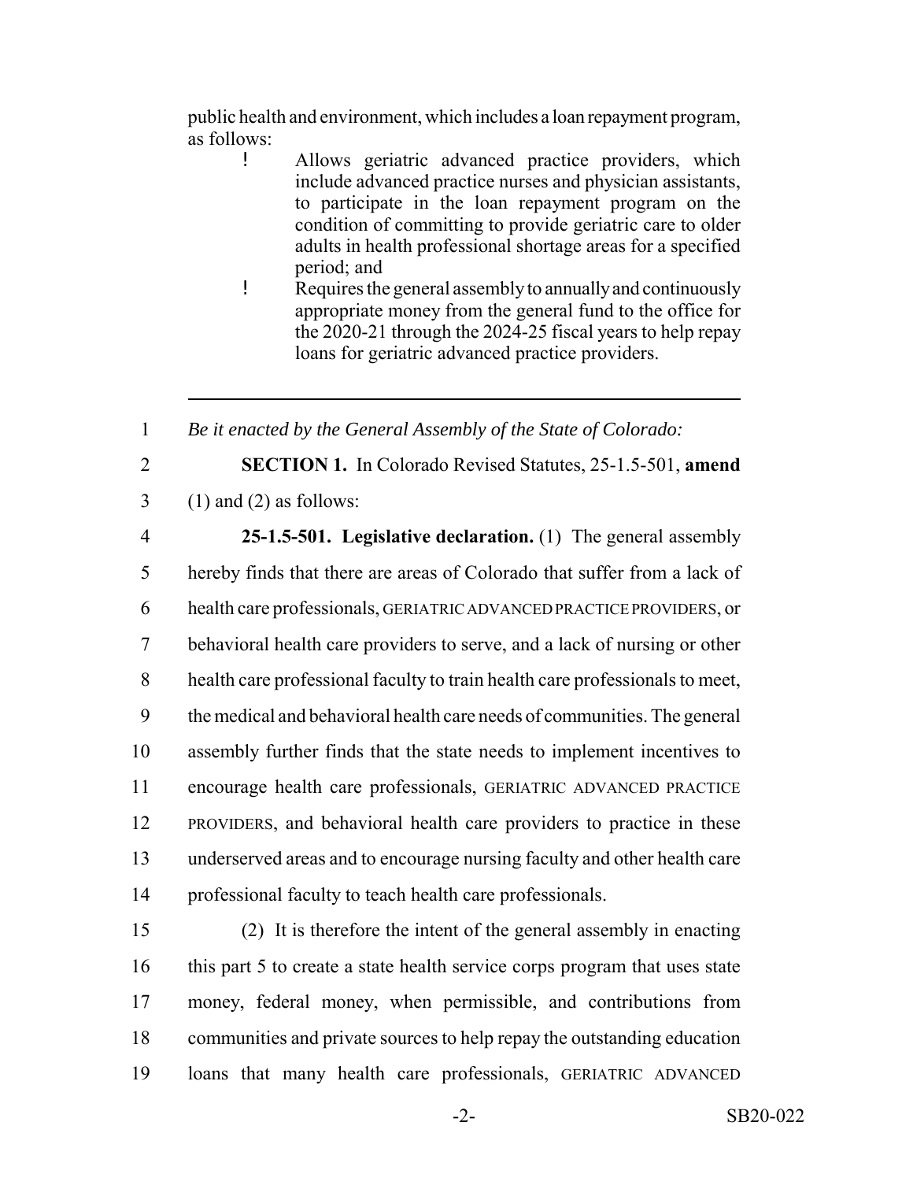public health and environment, which includes a loan repayment program, as follows:

- Allows geriatric advanced practice providers, which include advanced practice nurses and physician assistants, to participate in the loan repayment program on the condition of committing to provide geriatric care to older adults in health professional shortage areas for a specified period; and
- Requires the general assembly to annually and continuously appropriate money from the general fund to the office for the 2020-21 through the 2024-25 fiscal years to help repay loans for geriatric advanced practice providers.

---

1 *Be it enacted by the General Assembly of the State of Colorado:*

2 **SECTION 1.** In Colorado Revised Statutes, 25-1.5-501, **amend**
3 (1) and (2) as follows:

4 **25-1.5-501. Legislative declaration.** (1) The general assembly
5 hereby finds that there are areas of Colorado that suffer from a lack of
6 health care professionals, GERIATRIC ADVANCED PRACTICE PROVIDERS, or
7 behavioral health care providers to serve, and a lack of nursing or other
8 health care professional faculty to train health care professionals to meet,
9 the medical and behavioral health care needs of communities. The general
10 assembly further finds that the state needs to implement incentives to
11 encourage health care professionals, GERIATRIC ADVANCED PRACTICE
12 PROVIDERS, and behavioral health care providers to practice in these
13 underserved areas and to encourage nursing faculty and other health care
14 professional faculty to teach health care professionals.

15 (2) It is therefore the intent of the general assembly in enacting
16 this part 5 to create a state health service corps program that uses state
17 money, federal money, when permissible, and contributions from
18 communities and private sources to help repay the outstanding education
19 loans that many health care professionals, GERIATRIC ADVANCED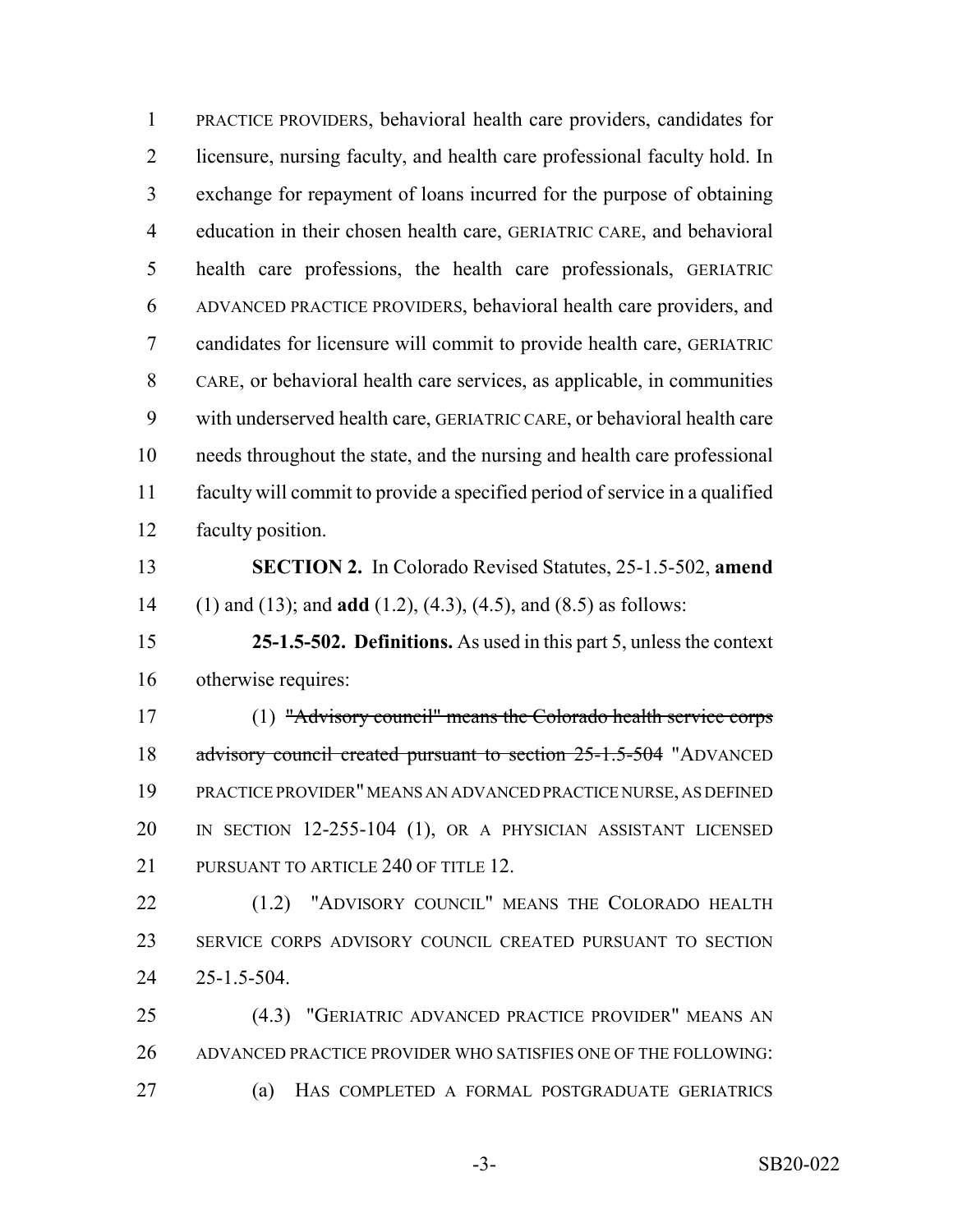PRACTICE PROVIDERS, behavioral health care providers, candidates for licensure, nursing faculty, and health care professional faculty hold. In exchange for repayment of loans incurred for the purpose of obtaining education in their chosen health care, GERIATRIC CARE, and behavioral health care professions, the health care professionals, GERIATRIC ADVANCED PRACTICE PROVIDERS, behavioral health care providers, and candidates for licensure will commit to provide health care, GERIATRIC CARE, or behavioral health care services, as applicable, in communities with underserved health care, GERIATRIC CARE, or behavioral health care needs throughout the state, and the nursing and health care professional faculty will commit to provide a specified period of service in a qualified faculty position.

**SECTION 2.** In Colorado Revised Statutes, 25-1.5-502, **amend** (1) and (13); and **add** (1.2), (4.3), (4.5), and (8.5) as follows:

**25-1.5-502. Definitions.** As used in this part 5, unless the context otherwise requires:

(1) ~~"Advisory council" means the Colorado health service corps advisory council created pursuant to section 25-1.5-504~~ "ADVANCED PRACTICE PROVIDER" MEANS AN ADVANCED PRACTICE NURSE, AS DEFINED IN SECTION 12-255-104 (1), OR A PHYSICIAN ASSISTANT LICENSED PURSUANT TO ARTICLE 240 OF TITLE 12.

(1.2) "ADVISORY COUNCIL" MEANS THE COLORADO HEALTH SERVICE CORPS ADVISORY COUNCIL CREATED PURSUANT TO SECTION 25-1.5-504.

(4.3) "GERIATRIC ADVANCED PRACTICE PROVIDER" MEANS AN ADVANCED PRACTICE PROVIDER WHO SATISFIES ONE OF THE FOLLOWING:

(a) HAS COMPLETED A FORMAL POSTGRADUATE GERIATRICS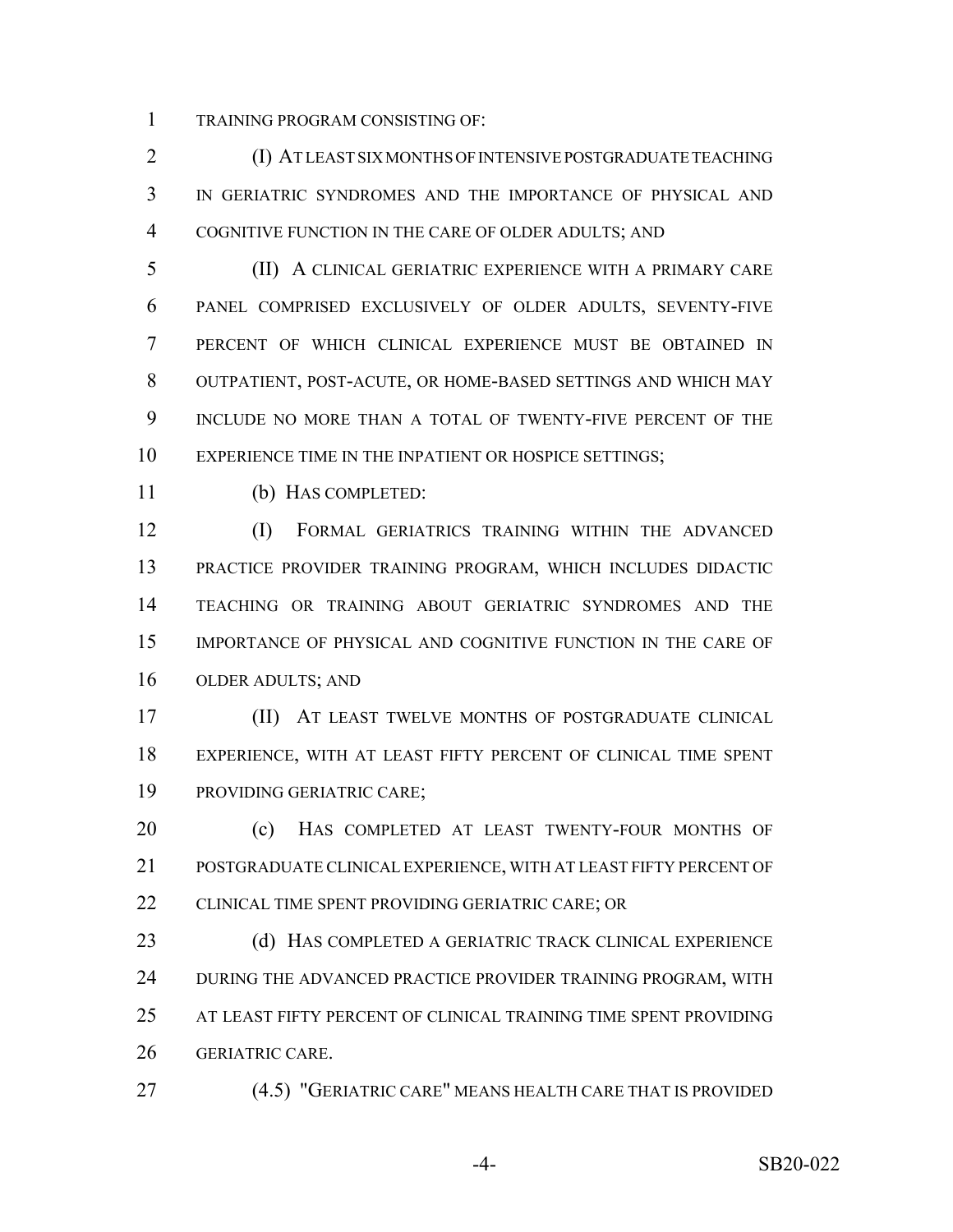TRAINING PROGRAM CONSISTING OF:

(I) AT LEAST SIX MONTHS OF INTENSIVE POSTGRADUATE TEACHING IN GERIATRIC SYNDROMES AND THE IMPORTANCE OF PHYSICAL AND COGNITIVE FUNCTION IN THE CARE OF OLDER ADULTS; AND

(II) A CLINICAL GERIATRIC EXPERIENCE WITH A PRIMARY CARE PANEL COMPRISED EXCLUSIVELY OF OLDER ADULTS, SEVENTY-FIVE PERCENT OF WHICH CLINICAL EXPERIENCE MUST BE OBTAINED IN OUTPATIENT, POST-ACUTE, OR HOME-BASED SETTINGS AND WHICH MAY INCLUDE NO MORE THAN A TOTAL OF TWENTY-FIVE PERCENT OF THE EXPERIENCE TIME IN THE INPATIENT OR HOSPICE SETTINGS;

(b) HAS COMPLETED:

(I) FORMAL GERIATRICS TRAINING WITHIN THE ADVANCED PRACTICE PROVIDER TRAINING PROGRAM, WHICH INCLUDES DIDACTIC TEACHING OR TRAINING ABOUT GERIATRIC SYNDROMES AND THE IMPORTANCE OF PHYSICAL AND COGNITIVE FUNCTION IN THE CARE OF OLDER ADULTS; AND

(II) AT LEAST TWELVE MONTHS OF POSTGRADUATE CLINICAL EXPERIENCE, WITH AT LEAST FIFTY PERCENT OF CLINICAL TIME SPENT PROVIDING GERIATRIC CARE;

(c) HAS COMPLETED AT LEAST TWENTY-FOUR MONTHS OF POSTGRADUATE CLINICAL EXPERIENCE, WITH AT LEAST FIFTY PERCENT OF CLINICAL TIME SPENT PROVIDING GERIATRIC CARE; OR

(d) HAS COMPLETED A GERIATRIC TRACK CLINICAL EXPERIENCE DURING THE ADVANCED PRACTICE PROVIDER TRAINING PROGRAM, WITH AT LEAST FIFTY PERCENT OF CLINICAL TRAINING TIME SPENT PROVIDING GERIATRIC CARE.

(4.5) "GERIATRIC CARE" MEANS HEALTH CARE THAT IS PROVIDED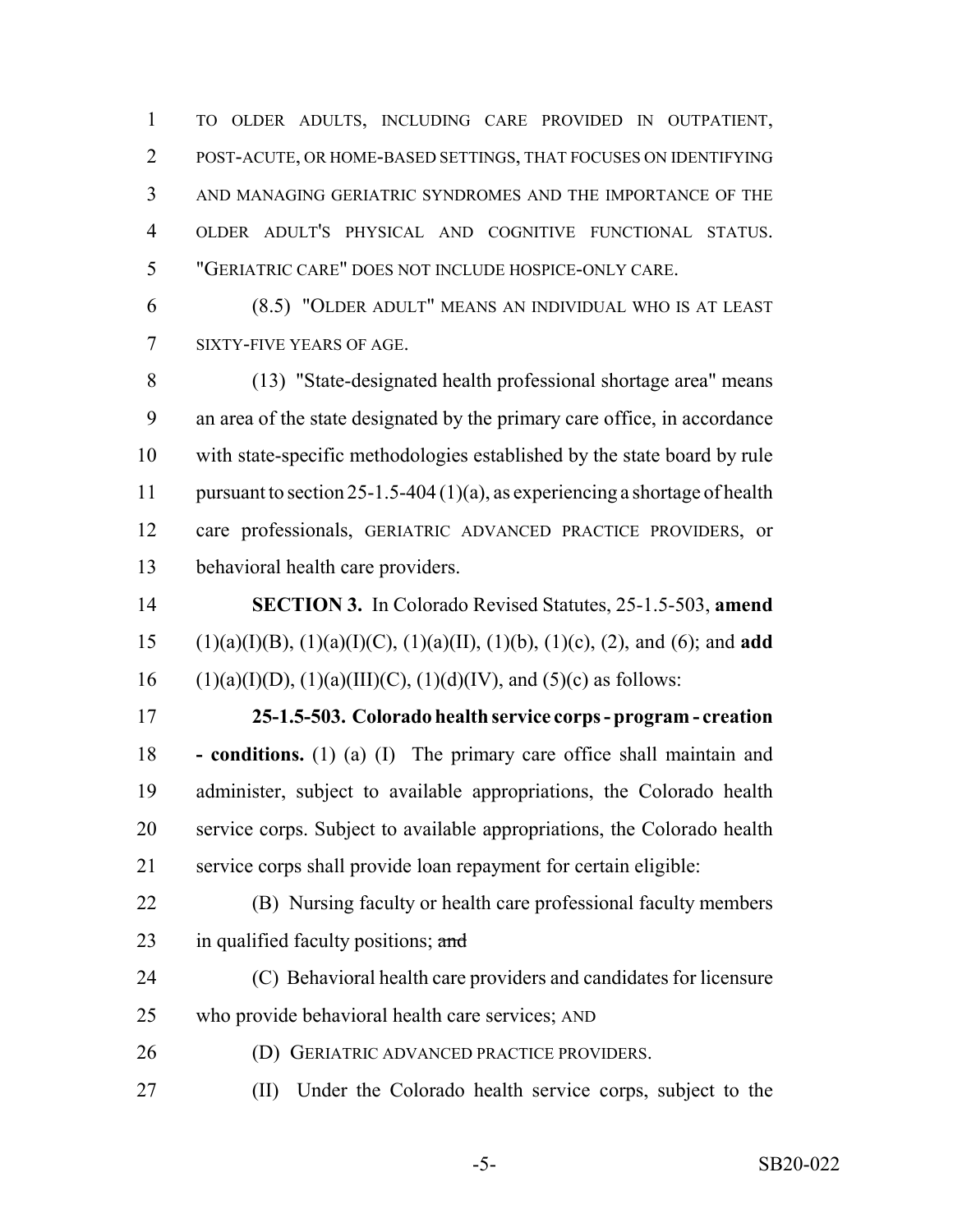TO OLDER ADULTS, INCLUDING CARE PROVIDED IN OUTPATIENT, POST-ACUTE, OR HOME-BASED SETTINGS, THAT FOCUSES ON IDENTIFYING AND MANAGING GERIATRIC SYNDROMES AND THE IMPORTANCE OF THE OLDER ADULT'S PHYSICAL AND COGNITIVE FUNCTIONAL STATUS. "GERIATRIC CARE" DOES NOT INCLUDE HOSPICE-ONLY CARE.

(8.5) "OLDER ADULT" MEANS AN INDIVIDUAL WHO IS AT LEAST SIXTY-FIVE YEARS OF AGE.

(13) "State-designated health professional shortage area" means an area of the state designated by the primary care office, in accordance with state-specific methodologies established by the state board by rule pursuant to section 25-1.5-404 (1)(a), as experiencing a shortage of health care professionals, GERIATRIC ADVANCED PRACTICE PROVIDERS, or behavioral health care providers.

**SECTION 3.** In Colorado Revised Statutes, 25-1.5-503, **amend** (1)(a)(I)(B), (1)(a)(I)(C), (1)(a)(II), (1)(b), (1)(c), (2), and (6); and **add** (1)(a)(I)(D), (1)(a)(III)(C), (1)(d)(IV), and (5)(c) as follows:

**25-1.5-503. Colorado health service corps - program - creation - conditions.** (1) (a) (I) The primary care office shall maintain and administer, subject to available appropriations, the Colorado health service corps. Subject to available appropriations, the Colorado health service corps shall provide loan repayment for certain eligible:

(B) Nursing faculty or health care professional faculty members in qualified faculty positions; ~~and~~

(C) Behavioral health care providers and candidates for licensure who provide behavioral health care services; AND

(D) GERIATRIC ADVANCED PRACTICE PROVIDERS.

(II) Under the Colorado health service corps, subject to the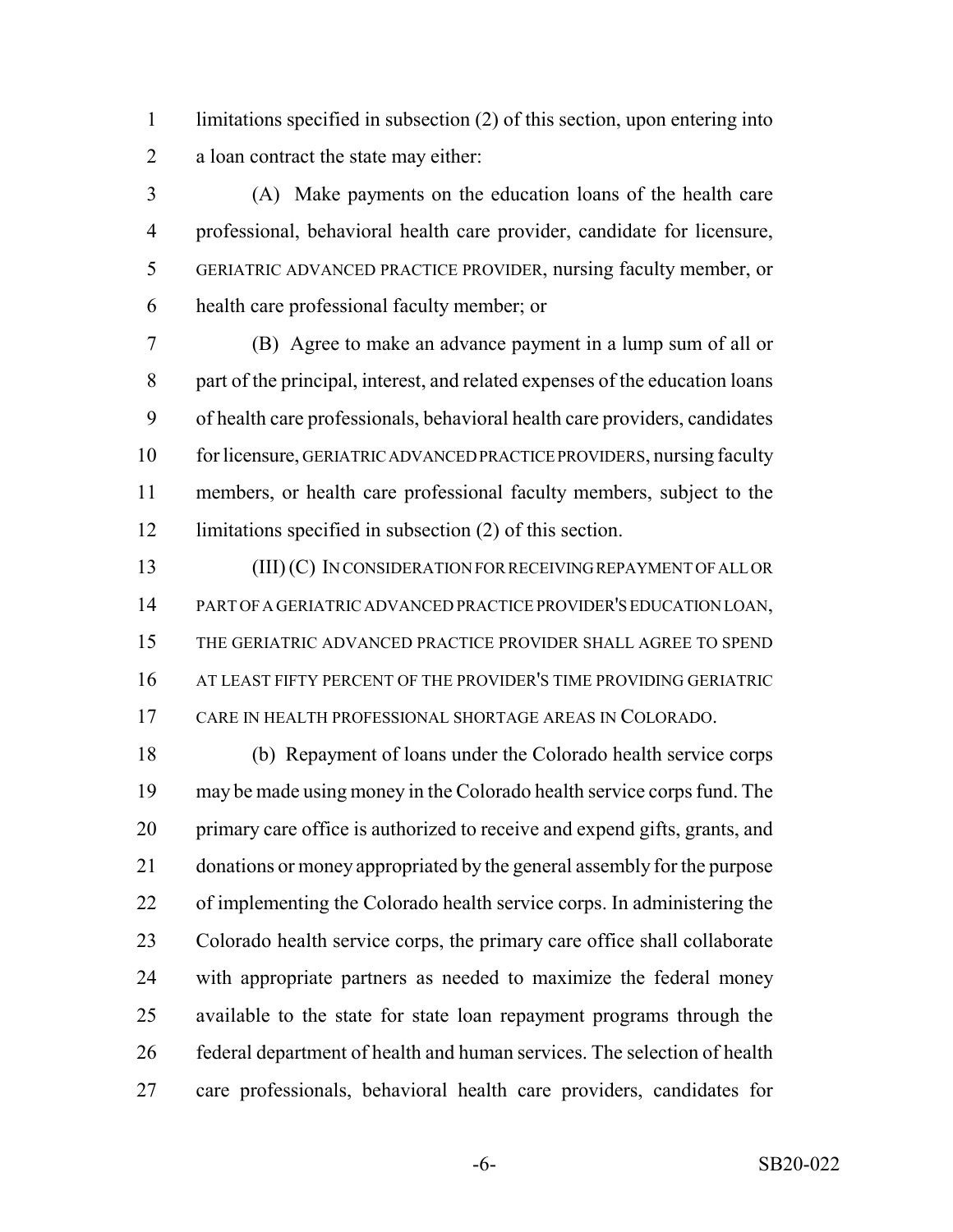limitations specified in subsection (2) of this section, upon entering into a loan contract the state may either:

(A) Make payments on the education loans of the health care professional, behavioral health care provider, candidate for licensure, GERIATRIC ADVANCED PRACTICE PROVIDER, nursing faculty member, or health care professional faculty member; or

(B) Agree to make an advance payment in a lump sum of all or part of the principal, interest, and related expenses of the education loans of health care professionals, behavioral health care providers, candidates for licensure, GERIATRIC ADVANCED PRACTICE PROVIDERS, nursing faculty members, or health care professional faculty members, subject to the limitations specified in subsection (2) of this section.

(III) (C) IN CONSIDERATION FOR RECEIVING REPAYMENT OF ALL OR PART OF A GERIATRIC ADVANCED PRACTICE PROVIDER'S EDUCATION LOAN, THE GERIATRIC ADVANCED PRACTICE PROVIDER SHALL AGREE TO SPEND AT LEAST FIFTY PERCENT OF THE PROVIDER'S TIME PROVIDING GERIATRIC CARE IN HEALTH PROFESSIONAL SHORTAGE AREAS IN COLORADO.

(b) Repayment of loans under the Colorado health service corps may be made using money in the Colorado health service corps fund. The primary care office is authorized to receive and expend gifts, grants, and donations or money appropriated by the general assembly for the purpose of implementing the Colorado health service corps. In administering the Colorado health service corps, the primary care office shall collaborate with appropriate partners as needed to maximize the federal money available to the state for state loan repayment programs through the federal department of health and human services. The selection of health care professionals, behavioral health care providers, candidates for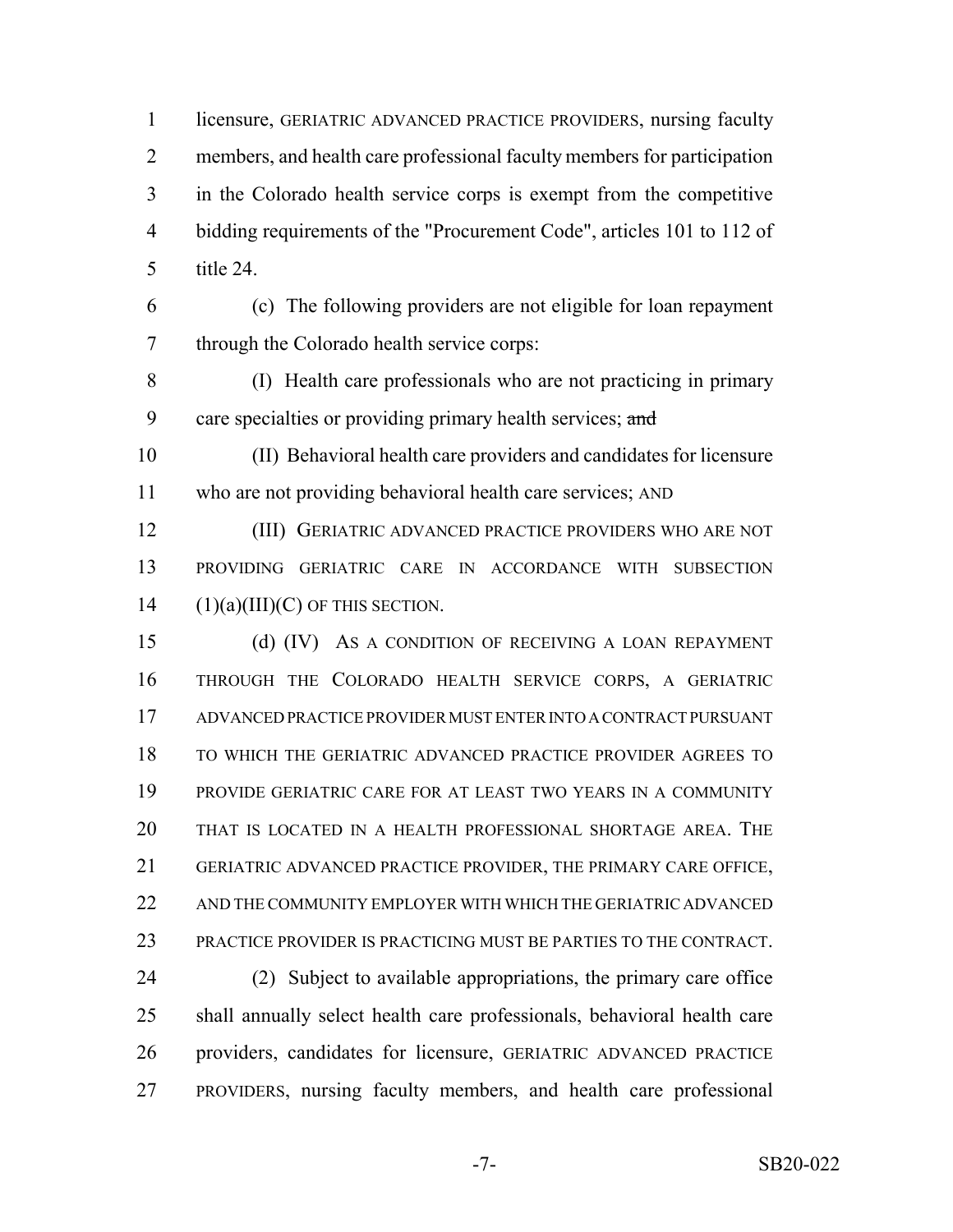licensure, GERIATRIC ADVANCED PRACTICE PROVIDERS, nursing faculty members, and health care professional faculty members for participation in the Colorado health service corps is exempt from the competitive bidding requirements of the "Procurement Code", articles 101 to 112 of title 24.

(c) The following providers are not eligible for loan repayment through the Colorado health service corps:

(I) Health care professionals who are not practicing in primary care specialties or providing primary health services; ~~and~~

(II) Behavioral health care providers and candidates for licensure who are not providing behavioral health care services; AND

(III) GERIATRIC ADVANCED PRACTICE PROVIDERS WHO ARE NOT PROVIDING GERIATRIC CARE IN ACCORDANCE WITH SUBSECTION (1)(a)(III)(C) OF THIS SECTION.

(d) (IV) AS A CONDITION OF RECEIVING A LOAN REPAYMENT THROUGH THE COLORADO HEALTH SERVICE CORPS, A GERIATRIC ADVANCED PRACTICE PROVIDER MUST ENTER INTO A CONTRACT PURSUANT TO WHICH THE GERIATRIC ADVANCED PRACTICE PROVIDER AGREES TO PROVIDE GERIATRIC CARE FOR AT LEAST TWO YEARS IN A COMMUNITY THAT IS LOCATED IN A HEALTH PROFESSIONAL SHORTAGE AREA. THE GERIATRIC ADVANCED PRACTICE PROVIDER, THE PRIMARY CARE OFFICE, AND THE COMMUNITY EMPLOYER WITH WHICH THE GERIATRIC ADVANCED PRACTICE PROVIDER IS PRACTICING MUST BE PARTIES TO THE CONTRACT.

(2) Subject to available appropriations, the primary care office shall annually select health care professionals, behavioral health care providers, candidates for licensure, GERIATRIC ADVANCED PRACTICE PROVIDERS, nursing faculty members, and health care professional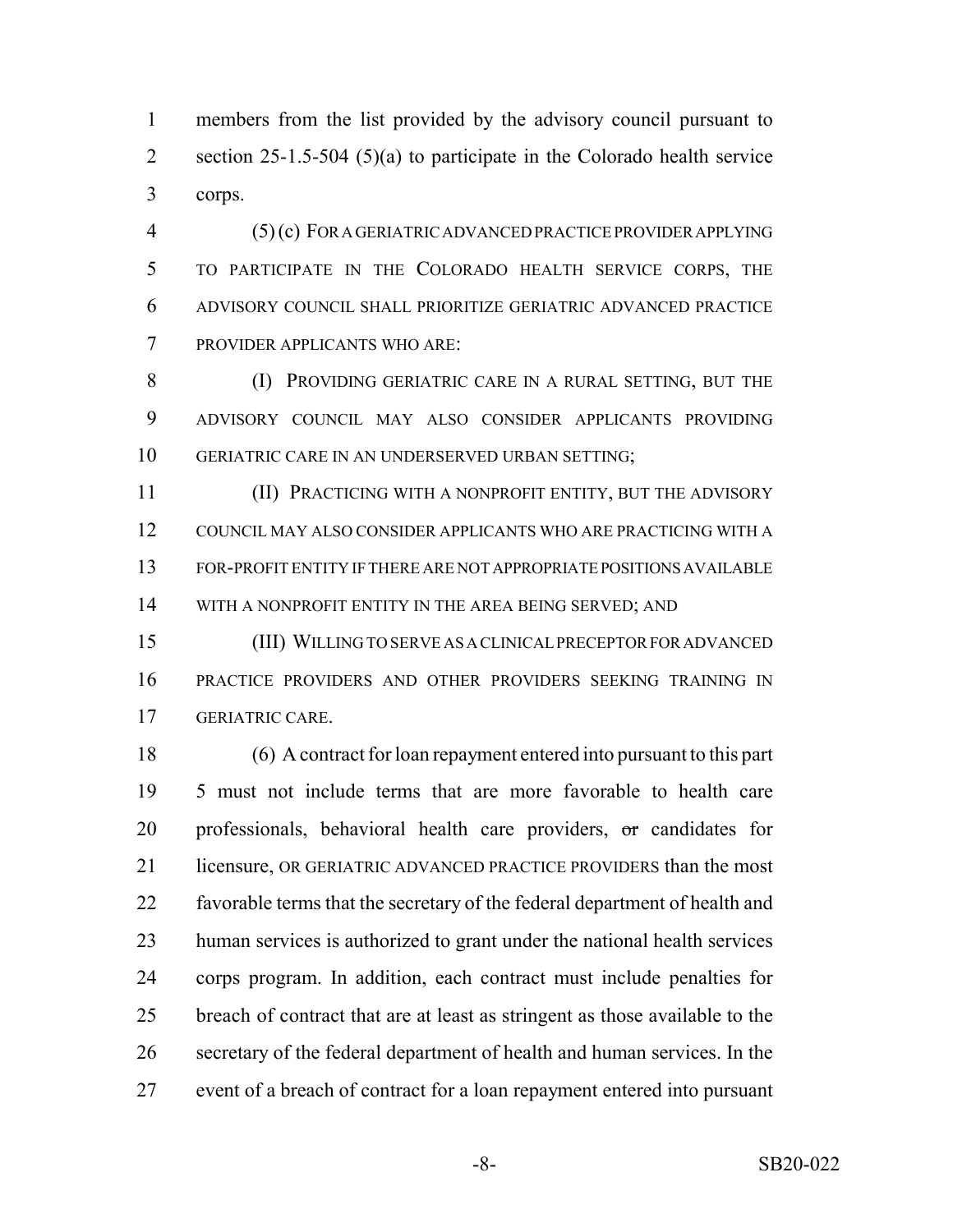members from the list provided by the advisory council pursuant to section 25-1.5-504 (5)(a) to participate in the Colorado health service corps.

(5) (c) FOR A GERIATRIC ADVANCED PRACTICE PROVIDER APPLYING TO PARTICIPATE IN THE COLORADO HEALTH SERVICE CORPS, THE ADVISORY COUNCIL SHALL PRIORITIZE GERIATRIC ADVANCED PRACTICE PROVIDER APPLICANTS WHO ARE:

(I) PROVIDING GERIATRIC CARE IN A RURAL SETTING, BUT THE ADVISORY COUNCIL MAY ALSO CONSIDER APPLICANTS PROVIDING GERIATRIC CARE IN AN UNDERSERVED URBAN SETTING;

(II) PRACTICING WITH A NONPROFIT ENTITY, BUT THE ADVISORY COUNCIL MAY ALSO CONSIDER APPLICANTS WHO ARE PRACTICING WITH A FOR-PROFIT ENTITY IF THERE ARE NOT APPROPRIATE POSITIONS AVAILABLE WITH A NONPROFIT ENTITY IN THE AREA BEING SERVED; AND

(III) WILLING TO SERVE AS A CLINICAL PRECEPTOR FOR ADVANCED PRACTICE PROVIDERS AND OTHER PROVIDERS SEEKING TRAINING IN GERIATRIC CARE.

(6) A contract for loan repayment entered into pursuant to this part 5 must not include terms that are more favorable to health care professionals, behavioral health care providers, ~~or~~ candidates for licensure, OR GERIATRIC ADVANCED PRACTICE PROVIDERS than the most favorable terms that the secretary of the federal department of health and human services is authorized to grant under the national health services corps program. In addition, each contract must include penalties for breach of contract that are at least as stringent as those available to the secretary of the federal department of health and human services. In the event of a breach of contract for a loan repayment entered into pursuant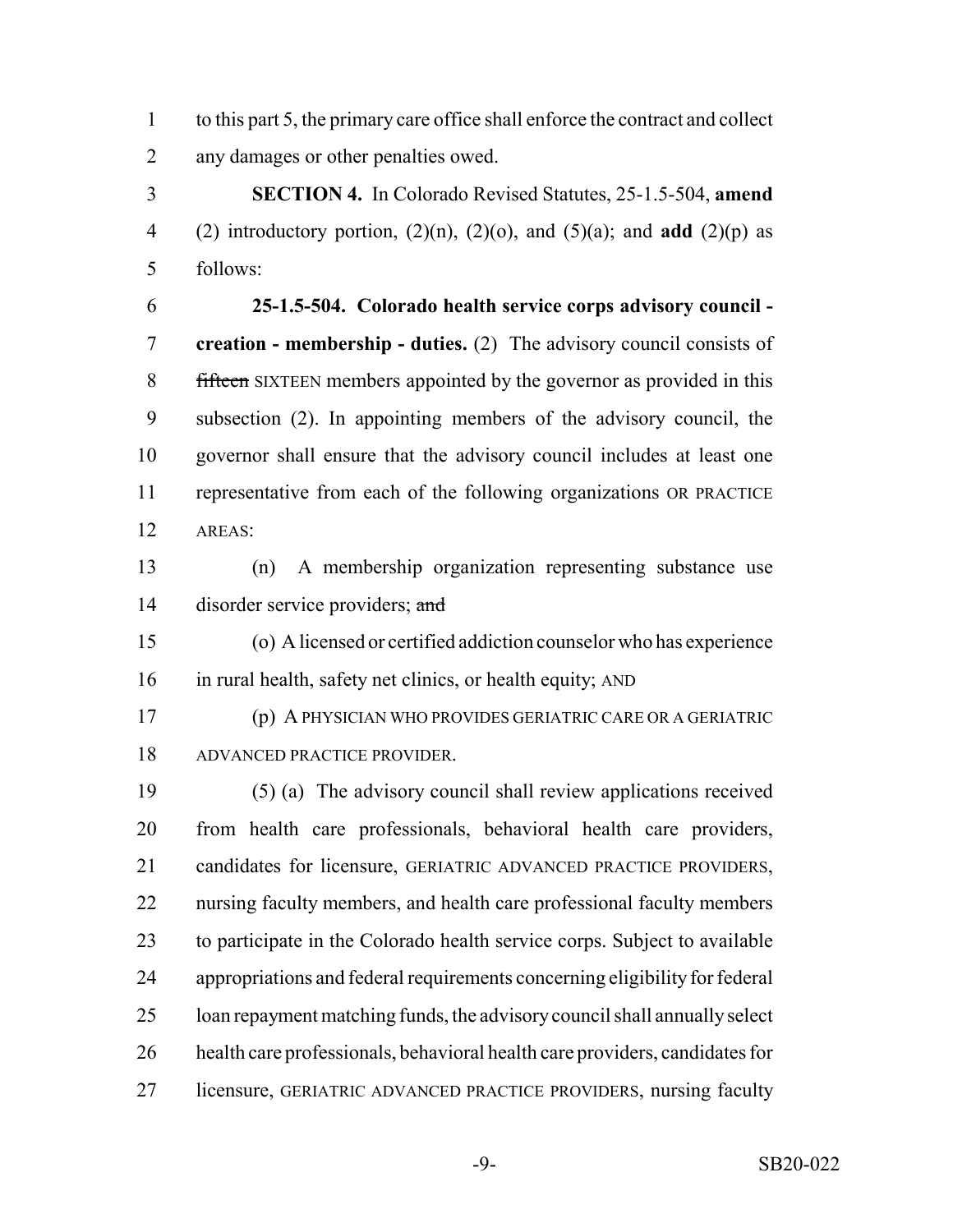to this part 5, the primary care office shall enforce the contract and collect any damages or other penalties owed.

**SECTION 4.** In Colorado Revised Statutes, 25-1.5-504, **amend** (2) introductory portion, (2)(n), (2)(o), and (5)(a); and **add** (2)(p) as follows:

**25-1.5-504. Colorado health service corps advisory council - creation - membership - duties.** (2) The advisory council consists of ~~fifteen~~ SIXTEEN members appointed by the governor as provided in this subsection (2). In appointing members of the advisory council, the governor shall ensure that the advisory council includes at least one representative from each of the following organizations OR PRACTICE AREAS:

(n) A membership organization representing substance use disorder service providers; ~~and~~

(o) A licensed or certified addiction counselor who has experience in rural health, safety net clinics, or health equity; AND

(p) A PHYSICIAN WHO PROVIDES GERIATRIC CARE OR A GERIATRIC ADVANCED PRACTICE PROVIDER.

(5) (a) The advisory council shall review applications received from health care professionals, behavioral health care providers, candidates for licensure, GERIATRIC ADVANCED PRACTICE PROVIDERS, nursing faculty members, and health care professional faculty members to participate in the Colorado health service corps. Subject to available appropriations and federal requirements concerning eligibility for federal loan repayment matching funds, the advisory council shall annually select health care professionals, behavioral health care providers, candidates for licensure, GERIATRIC ADVANCED PRACTICE PROVIDERS, nursing faculty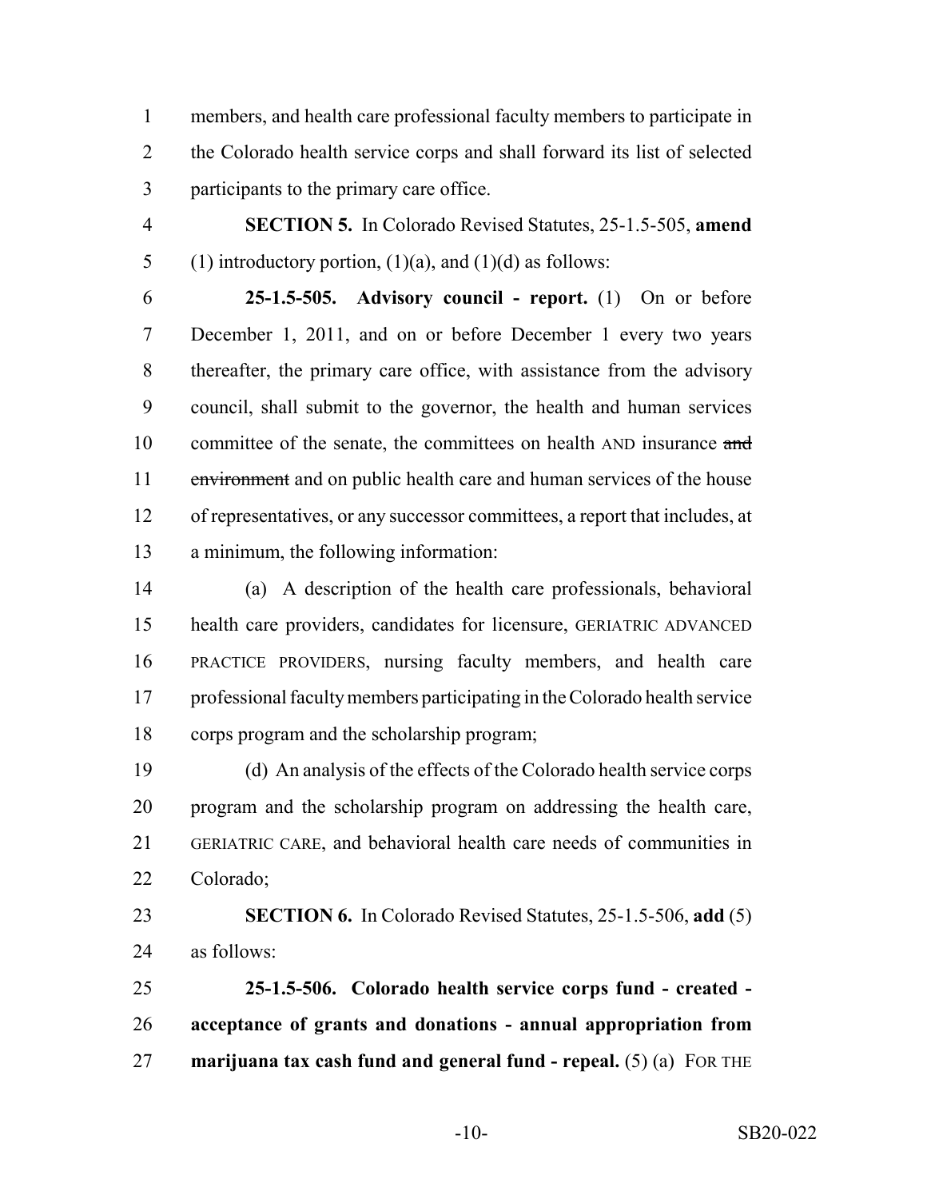members, and health care professional faculty members to participate in the Colorado health service corps and shall forward its list of selected participants to the primary care office.

**SECTION 5.** In Colorado Revised Statutes, 25-1.5-505, **amend** (1) introductory portion, (1)(a), and (1)(d) as follows:

**25-1.5-505. Advisory council - report.** (1) On or before December 1, 2011, and on or before December 1 every two years thereafter, the primary care office, with assistance from the advisory council, shall submit to the governor, the health and human services committee of the senate, the committees on health AND insurance ~~and environment~~ and on public health care and human services of the house of representatives, or any successor committees, a report that includes, at a minimum, the following information:

(a) A description of the health care professionals, behavioral health care providers, candidates for licensure, GERIATRIC ADVANCED PRACTICE PROVIDERS, nursing faculty members, and health care professional faculty members participating in the Colorado health service corps program and the scholarship program;

(d) An analysis of the effects of the Colorado health service corps program and the scholarship program on addressing the health care, GERIATRIC CARE, and behavioral health care needs of communities in Colorado;

**SECTION 6.** In Colorado Revised Statutes, 25-1.5-506, **add** (5) as follows:

**25-1.5-506. Colorado health service corps fund - created - acceptance of grants and donations - annual appropriation from marijuana tax cash fund and general fund - repeal.** (5) (a) FOR THE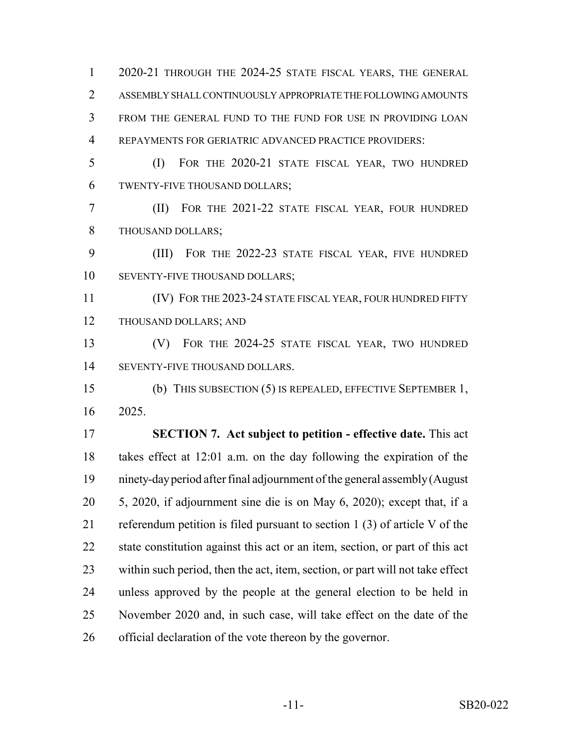2020-21 THROUGH THE 2024-25 STATE FISCAL YEARS, THE GENERAL ASSEMBLY SHALL CONTINUOUSLY APPROPRIATE THE FOLLOWING AMOUNTS FROM THE GENERAL FUND TO THE FUND FOR USE IN PROVIDING LOAN REPAYMENTS FOR GERIATRIC ADVANCED PRACTICE PROVIDERS:

(I) FOR THE 2020-21 STATE FISCAL YEAR, TWO HUNDRED TWENTY-FIVE THOUSAND DOLLARS;

(II) FOR THE 2021-22 STATE FISCAL YEAR, FOUR HUNDRED THOUSAND DOLLARS;

(III) FOR THE 2022-23 STATE FISCAL YEAR, FIVE HUNDRED SEVENTY-FIVE THOUSAND DOLLARS;

(IV) FOR THE 2023-24 STATE FISCAL YEAR, FOUR HUNDRED FIFTY THOUSAND DOLLARS; AND

(V) FOR THE 2024-25 STATE FISCAL YEAR, TWO HUNDRED SEVENTY-FIVE THOUSAND DOLLARS.

(b) THIS SUBSECTION (5) IS REPEALED, EFFECTIVE SEPTEMBER 1, 2025.

**SECTION 7. Act subject to petition - effective date.** This act takes effect at 12:01 a.m. on the day following the expiration of the ninety-day period after final adjournment of the general assembly (August 5, 2020, if adjournment sine die is on May 6, 2020); except that, if a referendum petition is filed pursuant to section 1 (3) of article V of the state constitution against this act or an item, section, or part of this act within such period, then the act, item, section, or part will not take effect unless approved by the people at the general election to be held in November 2020 and, in such case, will take effect on the date of the official declaration of the vote thereon by the governor.